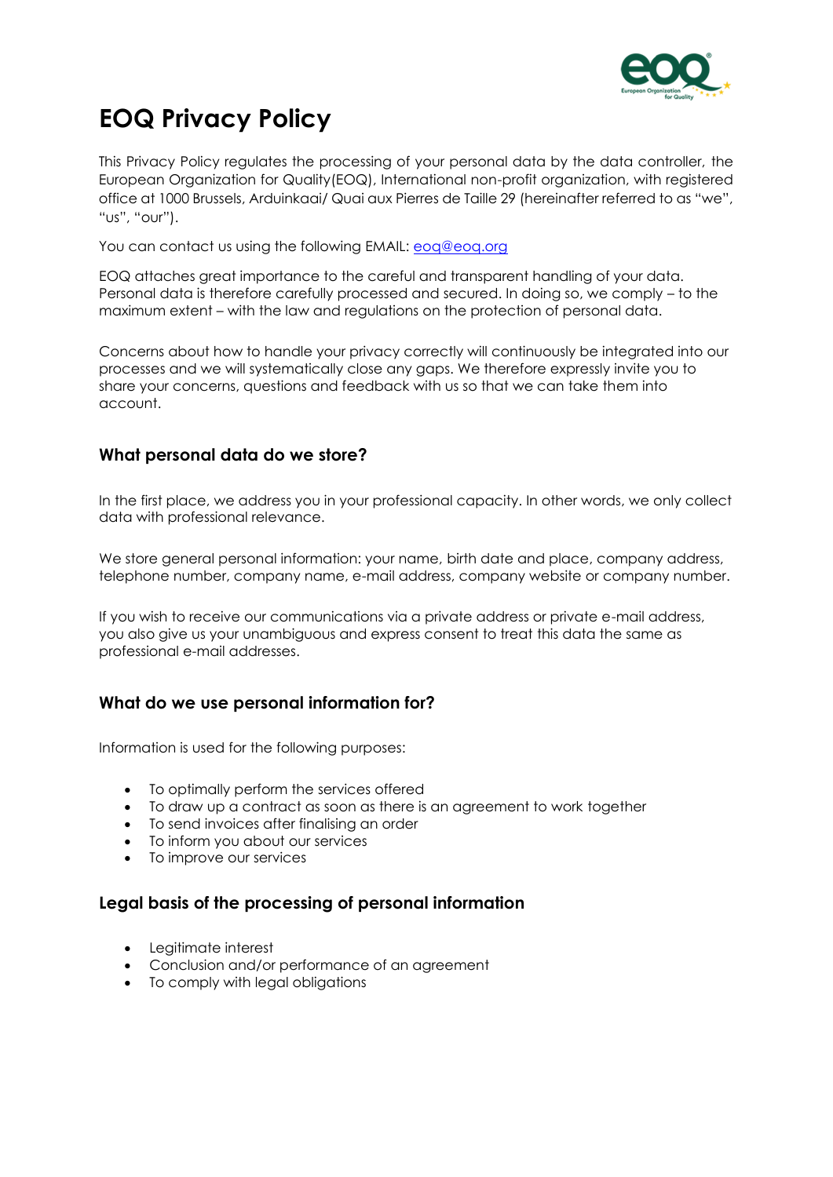# EOQ Privacy Policy

This Privacy Policy regulates the processing of your personal data by the data controller, the European Organization for Quality(EOQ), International non-profit organization, with registered office at 1000 Brussels, Arduinkaai/ Quai aux Pierres de Taille 29 (hereinafter referred to as "we", "us", "our").

You can contact us using the following EMAIL: eoq@eoq.org

EOQ attaches great importance to the careful and transparent handling of your data. Personal data is therefore carefully processed and secured. In doing so, we comply – to the maximum extent – with the law and regulations on the protection of personal data.

Concerns about how to handle your privacy correctly will continuously be integrated into our processes and we will systematically close any gaps. We therefore expressly invite you to share your concerns, questions and feedback with us so that we can take them into account.

## What personal data do we store?

In the first place, we address you in your professional capacity. In other words, we only collect data with professional relevance.

We store general personal information: your name, birth date and place, company address, telephone number, company name, e-mail address, company website or company number.

If you wish to receive our communications via a private address or private e-mail address, you also give us your unambiguous and express consent to treat this data the same as professional e-mail addresses.

## What do we use personal information for?

Information is used for the following purposes:

- To optimally perform the services offered
- To draw up a contract as soon as there is an agreement to work together
- To send invoices after finalising an order
- To inform you about our services
- To improve our services

## Legal basis of the processing of personal information

- Legitimate interest
- Conclusion and/or performance of an agreement
- To comply with legal obligations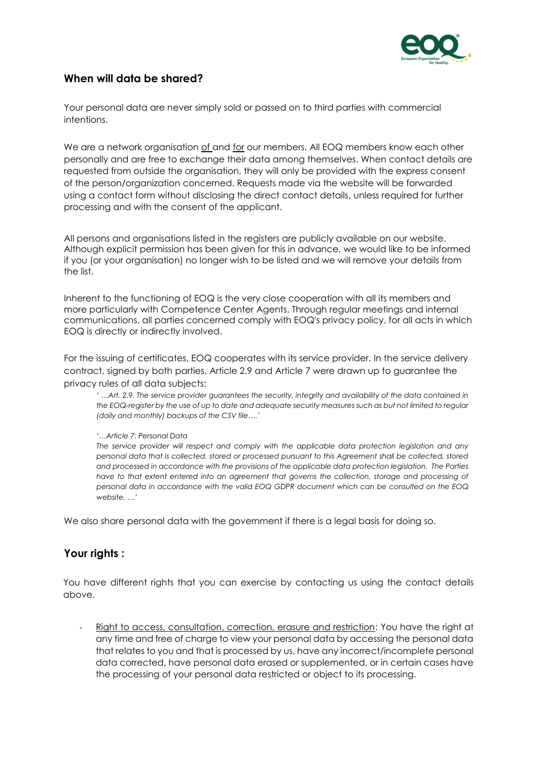## When will data be shared?

Your personal data are never simply sold or passed on to third parties with commercial intentions.

We are a network organisation of and for our members. All EOQ members know each other personally and are free to exchange their data among themselves. When contact details are requested from outside the organisation, they will only be provided with the express consent of the person/organization concerned. Requests made via the website will be forwarded using a contact form without disclosing the direct contact details, unless required for further processing and with the consent of the applicant.

All persons and organisations listed in the registers are publicly available on our website. Although explicit permission has been given for this in advance, we would like to be informed if you (or your organisation) no longer wish to be listed and we will remove your details from the list.

Inherent to the functioning of EOQ is the very close cooperation with all its members and more particularly with Competence Center Agents. Through regular meetings and internal communications, all parties concerned comply with EOQ's privacy policy, for all acts in which EOQ is directly or indirectly involved.

For the issuing of certificates, EOQ cooperates with its service provider. In the service delivery contract, signed by both parties, Article 2.9 and Article 7 were drawn up to guarantee the privacy rules of all data subjects:

> *' …Art. 2.9. The service provider guarantees the security, integrity and availability of the data contained in the EOQ-register by the use of up to date and adequate security measures such as but not limited to regular (daily and monthly) backups of the CSV file….'*
>
> *'…Article 7: Personal Data*
> *The service provider will respect and comply with the applicable data protection legislation and any personal data that is collected, stored or processed pursuant to this Agreement shall be collected, stored and processed in accordance with the provisions of the applicable data protection legislation. The Parties have to that extent entered into an agreement that governs the collection, storage and processing of personal data in accordance with the valid EOQ GDPR document which can be consulted on the EOQ website. …'*

We also share personal data with the government if there is a legal basis for doing so.

## Your rights :

You have different rights that you can exercise by contacting us using the contact details above.

- Right to access, consultation, correction, erasure and restriction: You have the right at any time and free of charge to view your personal data by accessing the personal data that relates to you and that is processed by us, have any incorrect/incomplete personal data corrected, have personal data erased or supplemented, or in certain cases have the processing of your personal data restricted or object to its processing.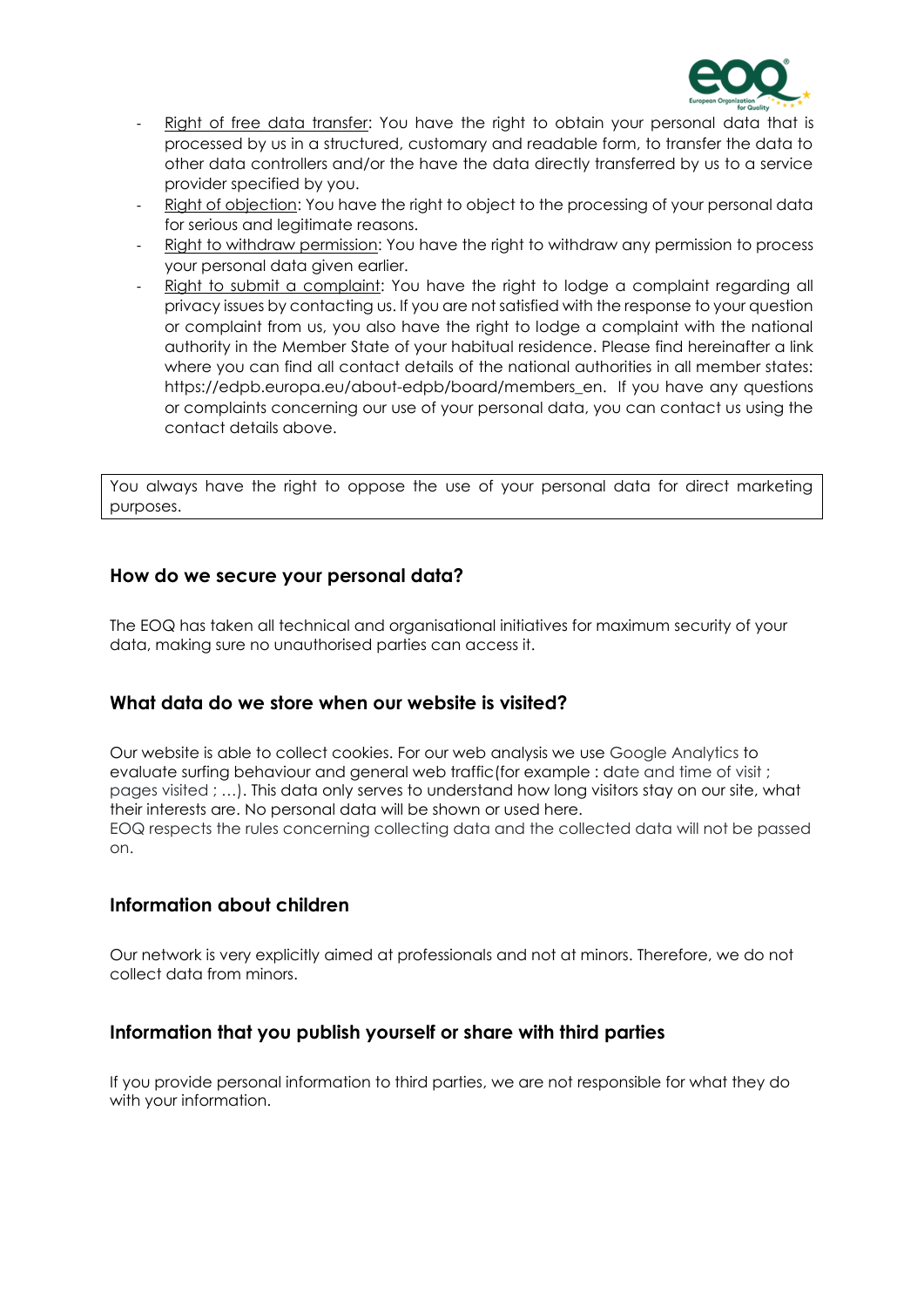- Right of free data transfer: You have the right to obtain your personal data that is processed by us in a structured, customary and readable form, to transfer the data to other data controllers and/or the have the data directly transferred by us to a service provider specified by you.
- Right of objection: You have the right to object to the processing of your personal data for serious and legitimate reasons.
- Right to withdraw permission: You have the right to withdraw any permission to process your personal data given earlier.
- Right to submit a complaint: You have the right to lodge a complaint regarding all privacy issues by contacting us. If you are not satisfied with the response to your question or complaint from us, you also have the right to lodge a complaint with the national authority in the Member State of your habitual residence. Please find hereinafter a link where you can find all contact details of the national authorities in all member states: https://edpb.europa.eu/about-edpb/board/members_en. If you have any questions or complaints concerning our use of your personal data, you can contact us using the contact details above.

You always have the right to oppose the use of your personal data for direct marketing purposes.

## How do we secure your personal data?

The EOQ has taken all technical and organisational initiatives for maximum security of your data, making sure no unauthorised parties can access it.

## What data do we store when our website is visited?

Our website is able to collect cookies. For our web analysis we use Google Analytics to evaluate surfing behaviour and general web traffic(for example : date and time of visit ; pages visited ; …). This data only serves to understand how long visitors stay on our site, what their interests are. No personal data will be shown or used here.
EOQ respects the rules concerning collecting data and the collected data will not be passed on.

## Information about children

Our network is very explicitly aimed at professionals and not at minors. Therefore, we do not collect data from minors.

## Information that you publish yourself or share with third parties

If you provide personal information to third parties, we are not responsible for what they do with your information.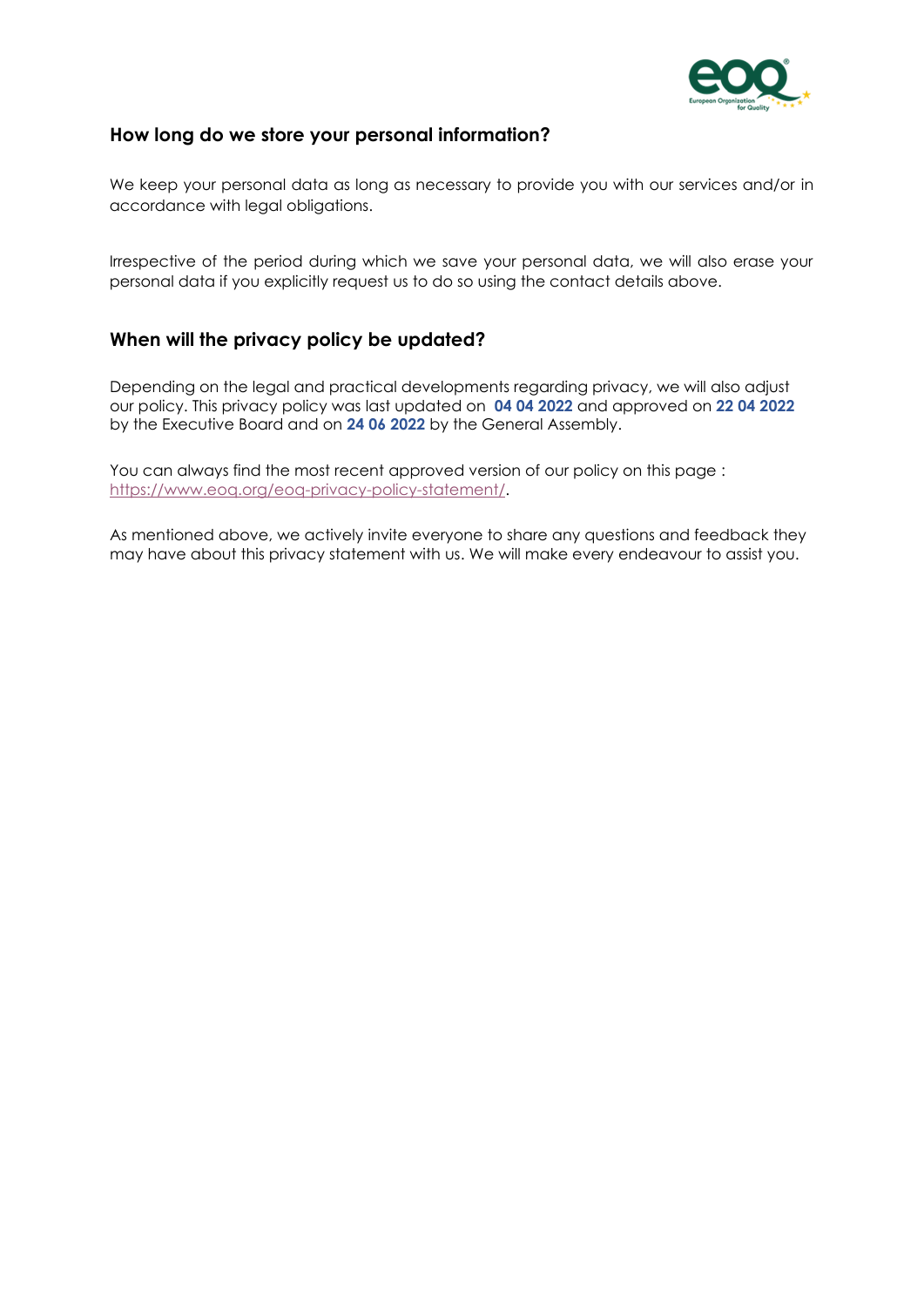## How long do we store your personal information?

We keep your personal data as long as necessary to provide you with our services and/or in accordance with legal obligations.

Irrespective of the period during which we save your personal data, we will also erase your personal data if you explicitly request us to do so using the contact details above.

## When will the privacy policy be updated?

Depending on the legal and practical developments regarding privacy, we will also adjust our policy. This privacy policy was last updated on **04 04 2022** and approved on **22 04 2022** by the Executive Board and on **24 06 2022** by the General Assembly.

You can always find the most recent approved version of our policy on this page : https://www.eoq.org/eoq-privacy-policy-statement/.

As mentioned above, we actively invite everyone to share any questions and feedback they may have about this privacy statement with us. We will make every endeavour to assist you.